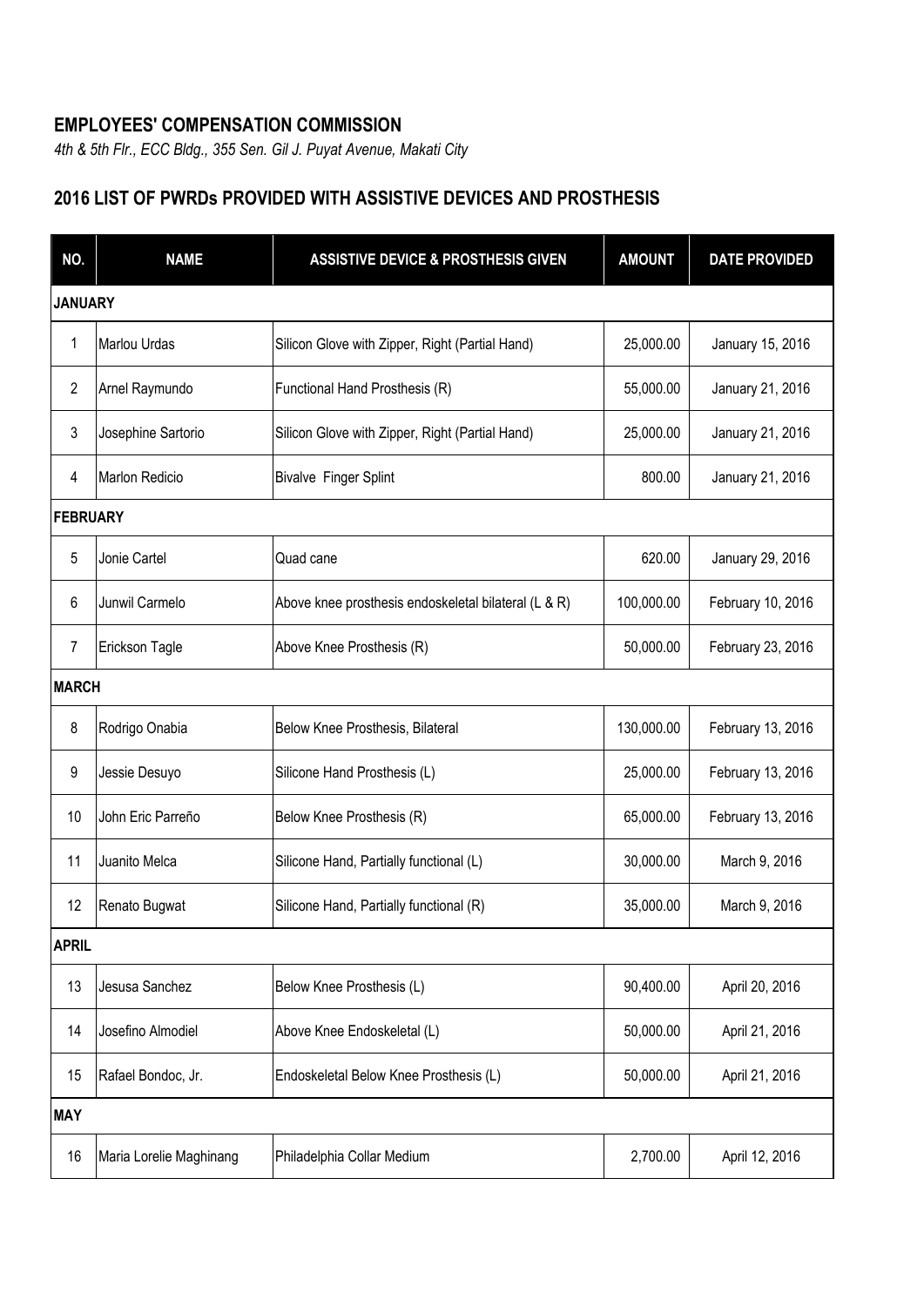**EMPLOYEES' COMPENSATION COMMISSION**

*4th & 5th Flr., ECC Bldg., 355 Sen. Gil J. Puyat Avenue, Makati City*

## 2016 LIST OF PWRDs PROVIDED WITH ASSISTIVE DEVICES AND PROSTHESIS

| NO. | NAME | ASSISTIVE DEVICE & PROSTHESIS GIVEN | AMOUNT | DATE PROVIDED |
|---|---|---|---|---|
| **JANUARY** | | | | |
| 1 | Marlou Urdas | Silicon Glove with Zipper, Right (Partial Hand) | 25,000.00 | January 15, 2016 |
| 2 | Arnel Raymundo | Functional Hand Prosthesis (R) | 55,000.00 | January 21, 2016 |
| 3 | Josephine Sartorio | Silicon Glove with Zipper, Right (Partial Hand) | 25,000.00 | January 21, 2016 |
| 4 | Marlon Redicio | Bivalve Finger Splint | 800.00 | January 21, 2016 |
| **FEBRUARY** | | | | |
| 5 | Jonie Cartel | Quad cane | 620.00 | January 29, 2016 |
| 6 | Junwil Carmelo | Above knee prosthesis endoskeletal bilateral (L & R) | 100,000.00 | February 10, 2016 |
| 7 | Erickson Tagle | Above Knee Prosthesis (R) | 50,000.00 | February 23, 2016 |
| **MARCH** | | | | |
| 8 | Rodrigo Onabia | Below Knee Prosthesis, Bilateral | 130,000.00 | February 13, 2016 |
| 9 | Jessie Desuyo | Silicone Hand Prosthesis (L) | 25,000.00 | February 13, 2016 |
| 10 | John Eric Parreño | Below Knee Prosthesis (R) | 65,000.00 | February 13, 2016 |
| 11 | Juanito Melca | Silicone Hand, Partially functional (L) | 30,000.00 | March 9, 2016 |
| 12 | Renato Bugwat | Silicone Hand, Partially functional (R) | 35,000.00 | March 9, 2016 |
| **APRIL** | | | | |
| 13 | Jesusa Sanchez | Below Knee Prosthesis (L) | 90,400.00 | April 20, 2016 |
| 14 | Josefino Almodiel | Above Knee Endoskeletal (L) | 50,000.00 | April 21, 2016 |
| 15 | Rafael Bondoc, Jr. | Endoskeletal Below Knee Prosthesis (L) | 50,000.00 | April 21, 2016 |
| **MAY** | | | | |
| 16 | Maria Lorelie Maghinang | Philadelphia Collar Medium | 2,700.00 | April 12, 2016 |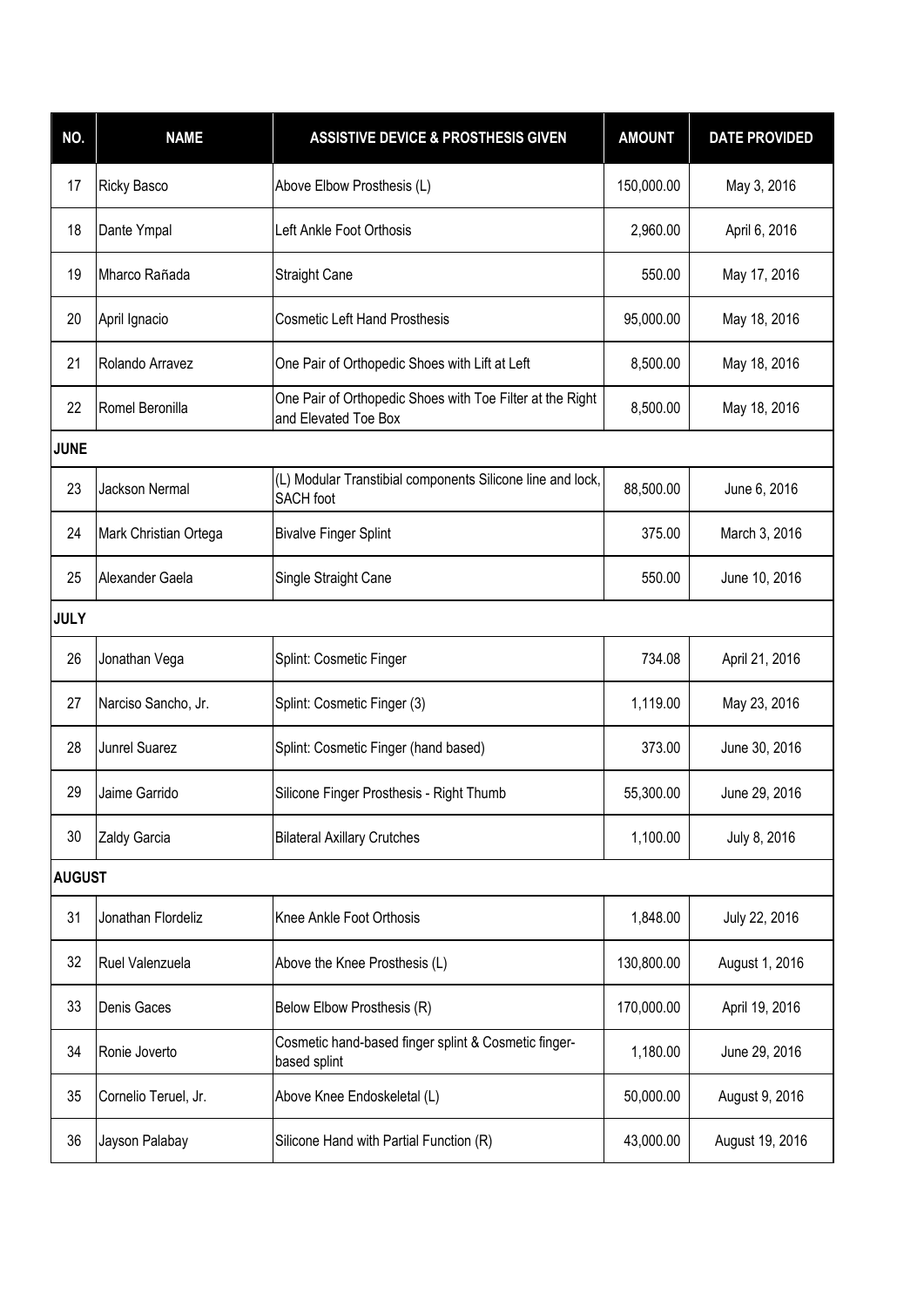| NO. | NAME | ASSISTIVE DEVICE & PROSTHESIS GIVEN | AMOUNT | DATE PROVIDED |
|---|---|---|---|---|
| 17 | Ricky Basco | Above Elbow Prosthesis (L) | 150,000.00 | May 3, 2016 |
| 18 | Dante Ympal | Left Ankle Foot Orthosis | 2,960.00 | April 6, 2016 |
| 19 | Mharco Rañada | Straight Cane | 550.00 | May 17, 2016 |
| 20 | April Ignacio | Cosmetic Left Hand Prosthesis | 95,000.00 | May 18, 2016 |
| 21 | Rolando Arravez | One Pair of Orthopedic Shoes with Lift at Left | 8,500.00 | May 18, 2016 |
| 22 | Romel Beronilla | One Pair of Orthopedic Shoes with Toe Filter at the Right and Elevated Toe Box | 8,500.00 | May 18, 2016 |
| **JUNE** | | | | |
| 23 | Jackson Nermal | (L) Modular Transtibial components Silicone line and lock, SACH foot | 88,500.00 | June 6, 2016 |
| 24 | Mark Christian Ortega | Bivalve Finger Splint | 375.00 | March 3, 2016 |
| 25 | Alexander Gaela | Single Straight Cane | 550.00 | June 10, 2016 |
| **JULY** | | | | |
| 26 | Jonathan Vega | Splint: Cosmetic Finger | 734.08 | April 21, 2016 |
| 27 | Narciso Sancho, Jr. | Splint: Cosmetic Finger (3) | 1,119.00 | May 23, 2016 |
| 28 | Junrel Suarez | Splint: Cosmetic Finger (hand based) | 373.00 | June 30, 2016 |
| 29 | Jaime Garrido | Silicone Finger Prosthesis - Right Thumb | 55,300.00 | June 29, 2016 |
| 30 | Zaldy Garcia | Bilateral Axillary Crutches | 1,100.00 | July 8, 2016 |
| **AUGUST** | | | | |
| 31 | Jonathan Flordeliz | Knee Ankle Foot Orthosis | 1,848.00 | July 22, 2016 |
| 32 | Ruel Valenzuela | Above the Knee Prosthesis (L) | 130,800.00 | August 1, 2016 |
| 33 | Denis Gaces | Below Elbow Prosthesis (R) | 170,000.00 | April 19, 2016 |
| 34 | Ronie Joverto | Cosmetic hand-based finger splint & Cosmetic finger-based splint | 1,180.00 | June 29, 2016 |
| 35 | Cornelio Teruel, Jr. | Above Knee Endoskeletal (L) | 50,000.00 | August 9, 2016 |
| 36 | Jayson Palabay | Silicone Hand with Partial Function (R) | 43,000.00 | August 19, 2016 |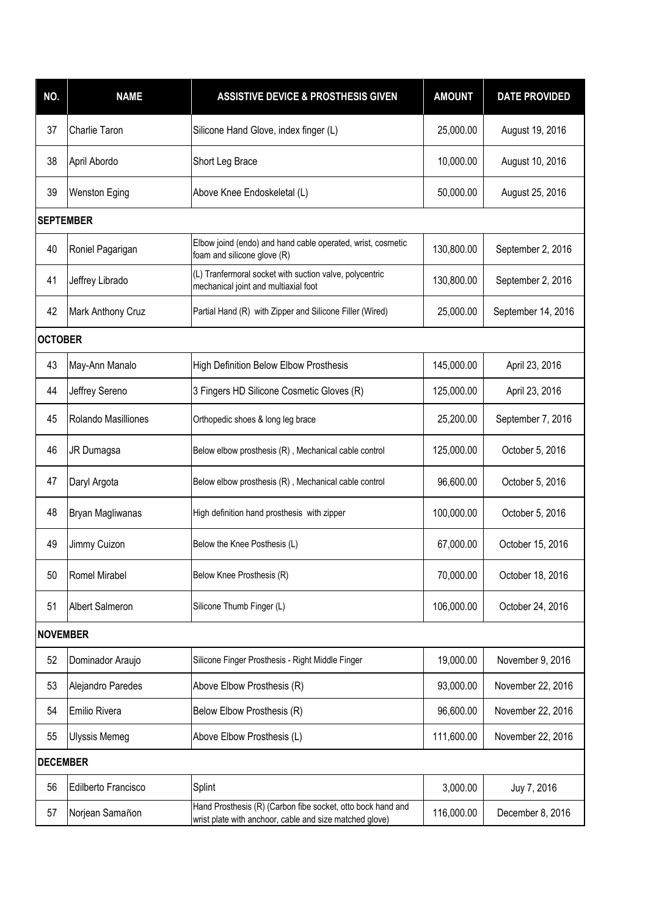| NO. | NAME | ASSISTIVE DEVICE & PROSTHESIS GIVEN | AMOUNT | DATE PROVIDED |
|---|---|---|---|---|
| 37 | Charlie Taron | Silicone Hand Glove, index finger (L) | 25,000.00 | August 19, 2016 |
| 38 | April Abordo | Short Leg Brace | 10,000.00 | August 10, 2016 |
| 39 | Wenston Eging | Above Knee Endoskeletal (L) | 50,000.00 | August 25, 2016 |
| **SEPTEMBER** | | | | |
| 40 | Roniel Pagarigan | Elbow joind (endo) and hand cable operated, wrist, cosmetic foam and silicone glove (R) | 130,800.00 | September 2, 2016 |
| 41 | Jeffrey Librado | (L) Tranfermoral socket with suction valve, polycentric mechanical joint and multiaxial foot | 130,800.00 | September 2, 2016 |
| 42 | Mark Anthony Cruz | Partial Hand (R) with Zipper and Silicone Filler (Wired) | 25,000.00 | September 14, 2016 |
| **OCTOBER** | | | | |
| 43 | May-Ann Manalo | High Definition Below Elbow Prosthesis | 145,000.00 | April 23, 2016 |
| 44 | Jeffrey Sereno | 3 Fingers HD Silicone Cosmetic Gloves (R) | 125,000.00 | April 23, 2016 |
| 45 | Rolando Masilliones | Orthopedic shoes & long leg brace | 25,200.00 | September 7, 2016 |
| 46 | JR Dumagsa | Below elbow prosthesis (R) , Mechanical cable control | 125,000.00 | October 5, 2016 |
| 47 | Daryl Argota | Below elbow prosthesis (R) , Mechanical cable control | 96,600.00 | October 5, 2016 |
| 48 | Bryan Magliwanas | High definition hand prosthesis with zipper | 100,000.00 | October 5, 2016 |
| 49 | Jimmy Cuizon | Below the Knee Posthesis (L) | 67,000.00 | October 15, 2016 |
| 50 | Romel Mirabel | Below Knee Prosthesis (R) | 70,000.00 | October 18, 2016 |
| 51 | Albert Salmeron | Silicone Thumb Finger (L) | 106,000.00 | October 24, 2016 |
| **NOVEMBER** | | | | |
| 52 | Dominador Araujo | Silicone Finger Prosthesis - Right Middle Finger | 19,000.00 | November 9, 2016 |
| 53 | Alejandro Paredes | Above Elbow Prosthesis (R) | 93,000.00 | November 22, 2016 |
| 54 | Emilio Rivera | Below Elbow Prosthesis (R) | 96,600.00 | November 22, 2016 |
| 55 | Ulyssis Memeg | Above Elbow Prosthesis (L) | 111,600.00 | November 22, 2016 |
| **DECEMBER** | | | | |
| 56 | Edilberto Francisco | Splint | 3,000.00 | Juy 7, 2016 |
| 57 | Norjean Samañon | Hand Prosthesis (R) (Carbon fibe socket, otto bock hand and wrist plate with anchoor, cable and size matched glove) | 116,000.00 | December 8, 2016 |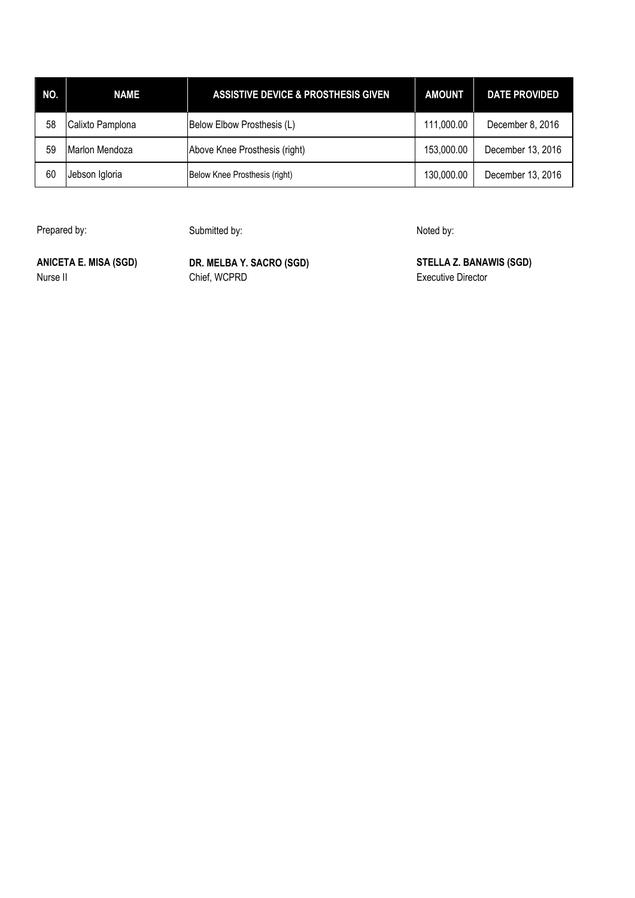| NO. | NAME | ASSISTIVE DEVICE & PROSTHESIS GIVEN | AMOUNT | DATE PROVIDED |
|---|---|---|---|---|
| 58 | Calixto Pamplona | Below Elbow Prosthesis (L) | 111,000.00 | December 8, 2016 |
| 59 | Marlon Mendoza | Above Knee Prosthesis (right) | 153,000.00 | December 13, 2016 |
| 60 | Jebson Igloria | Below Knee Prosthesis (right) | 130,000.00 | December 13, 2016 |

Prepared by:

**ANICETA E. MISA (SGD)**
Nurse II

Submitted by:

**DR. MELBA Y. SACRO (SGD)**
Chief, WCPRD

Noted by:

**STELLA Z. BANAWIS (SGD)**
Executive Director